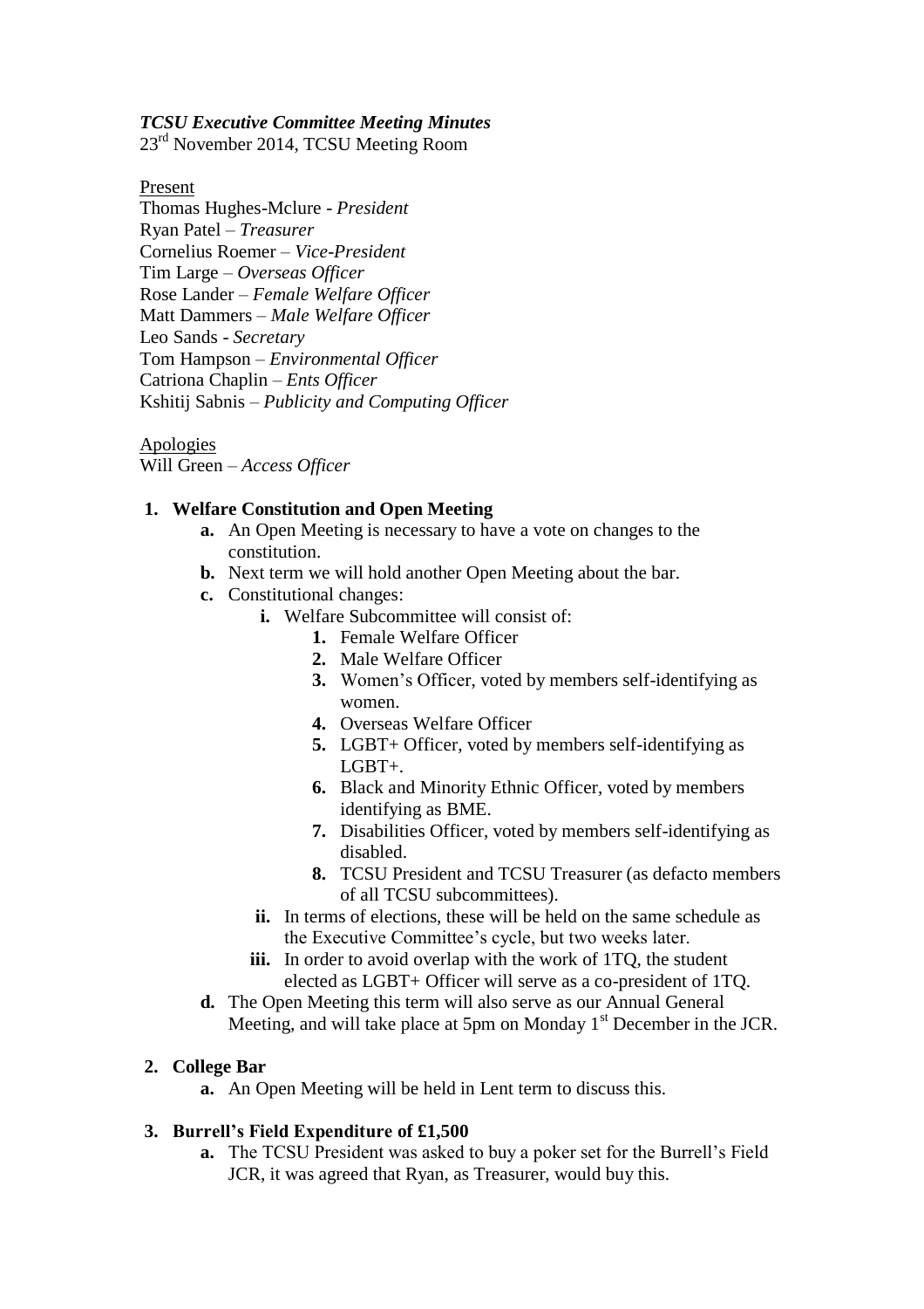***TCSU Executive Committee Meeting Minutes***

23rd November 2014, TCSU Meeting Room

Present

Thomas Hughes-Mclure - *President*
Ryan Patel – *Treasurer*
Cornelius Roemer – *Vice-President*
Tim Large – *Overseas Officer*
Rose Lander – *Female Welfare Officer*
Matt Dammers – *Male Welfare Officer*
Leo Sands - *Secretary*
Tom Hampson – *Environmental Officer*
Catriona Chaplin – *Ents Officer*
Kshitij Sabnis – *Publicity and Computing Officer*

Apologies

Will Green – *Access Officer*

**1. Welfare Constitution and Open Meeting**

- **a.** An Open Meeting is necessary to have a vote on changes to the constitution.
- **b.** Next term we will hold another Open Meeting about the bar.
- **c.** Constitutional changes:
  - **i.** Welfare Subcommittee will consist of:
    1. Female Welfare Officer
    2. Male Welfare Officer
    3. Women's Officer, voted by members self-identifying as women.
    4. Overseas Welfare Officer
    5. LGBT+ Officer, voted by members self-identifying as LGBT+.
    6. Black and Minority Ethnic Officer, voted by members identifying as BME.
    7. Disabilities Officer, voted by members self-identifying as disabled.
    8. TCSU President and TCSU Treasurer (as defacto members of all TCSU subcommittees).
  - **ii.** In terms of elections, these will be held on the same schedule as the Executive Committee's cycle, but two weeks later.
  - **iii.** In order to avoid overlap with the work of 1TQ, the student elected as LGBT+ Officer will serve as a co-president of 1TQ.
- **d.** The Open Meeting this term will also serve as our Annual General Meeting, and will take place at 5pm on Monday 1st December in the JCR.

**2. College Bar**

- **a.** An Open Meeting will be held in Lent term to discuss this.

**3. Burrell's Field Expenditure of £1,500**

- **a.** The TCSU President was asked to buy a poker set for the Burrell's Field JCR, it was agreed that Ryan, as Treasurer, would buy this.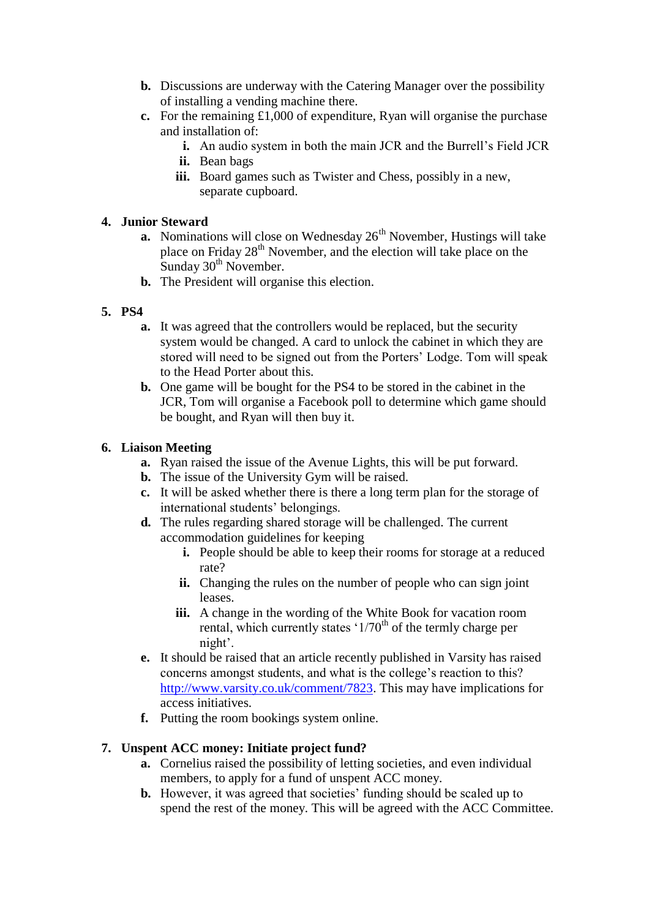b. Discussions are underway with the Catering Manager over the possibility of installing a vending machine there.
   c. For the remaining £1,000 of expenditure, Ryan will organise the purchase and installation of:
      i. An audio system in both the main JCR and the Burrell's Field JCR
      ii. Bean bags
      iii. Board games such as Twister and Chess, possibly in a new, separate cupboard.

4. **Junior Steward**
   a. Nominations will close on Wednesday 26th November, Hustings will take place on Friday 28th November, and the election will take place on the Sunday 30th November.
   b. The President will organise this election.

5. **PS4**
   a. It was agreed that the controllers would be replaced, but the security system would be changed. A card to unlock the cabinet in which they are stored will need to be signed out from the Porters' Lodge. Tom will speak to the Head Porter about this.
   b. One game will be bought for the PS4 to be stored in the cabinet in the JCR, Tom will organise a Facebook poll to determine which game should be bought, and Ryan will then buy it.

6. **Liaison Meeting**
   a. Ryan raised the issue of the Avenue Lights, this will be put forward.
   b. The issue of the University Gym will be raised.
   c. It will be asked whether there is there a long term plan for the storage of international students' belongings.
   d. The rules regarding shared storage will be challenged. The current accommodation guidelines for keeping
      i. People should be able to keep their rooms for storage at a reduced rate?
      ii. Changing the rules on the number of people who can sign joint leases.
      iii. A change in the wording of the White Book for vacation room rental, which currently states '1/70th of the termly charge per night'.
   e. It should be raised that an article recently published in Varsity has raised concerns amongst students, and what is the college's reaction to this? [http://www.varsity.co.uk/comment/7823](http://www.varsity.co.uk/comment/7823). This may have implications for access initiatives.
   f. Putting the room bookings system online.

7. **Unspent ACC money: Initiate project fund?**
   a. Cornelius raised the possibility of letting societies, and even individual members, to apply for a fund of unspent ACC money.
   b. However, it was agreed that societies' funding should be scaled up to spend the rest of the money. This will be agreed with the ACC Committee.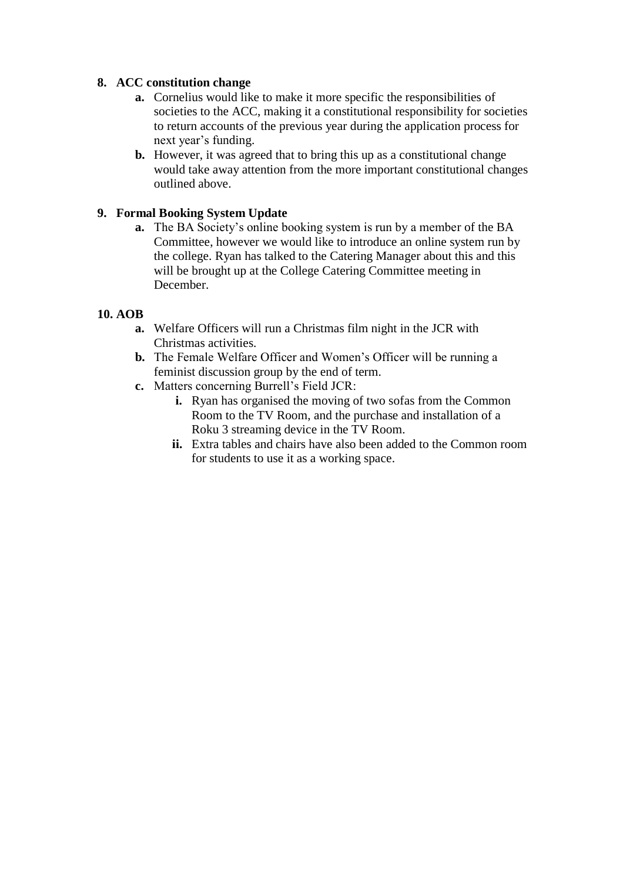**8. ACC constitution change**

a. Cornelius would like to make it more specific the responsibilities of societies to the ACC, making it a constitutional responsibility for societies to return accounts of the previous year during the application process for next year's funding.

b. However, it was agreed that to bring this up as a constitutional change would take away attention from the more important constitutional changes outlined above.

**9. Formal Booking System Update**

a. The BA Society's online booking system is run by a member of the BA Committee, however we would like to introduce an online system run by the college. Ryan has talked to the Catering Manager about this and this will be brought up at the College Catering Committee meeting in December.

**10. AOB**

a. Welfare Officers will run a Christmas film night in the JCR with Christmas activities.

b. The Female Welfare Officer and Women's Officer will be running a feminist discussion group by the end of term.

c. Matters concerning Burrell's Field JCR:

   i. Ryan has organised the moving of two sofas from the Common Room to the TV Room, and the purchase and installation of a Roku 3 streaming device in the TV Room.

   ii. Extra tables and chairs have also been added to the Common room for students to use it as a working space.